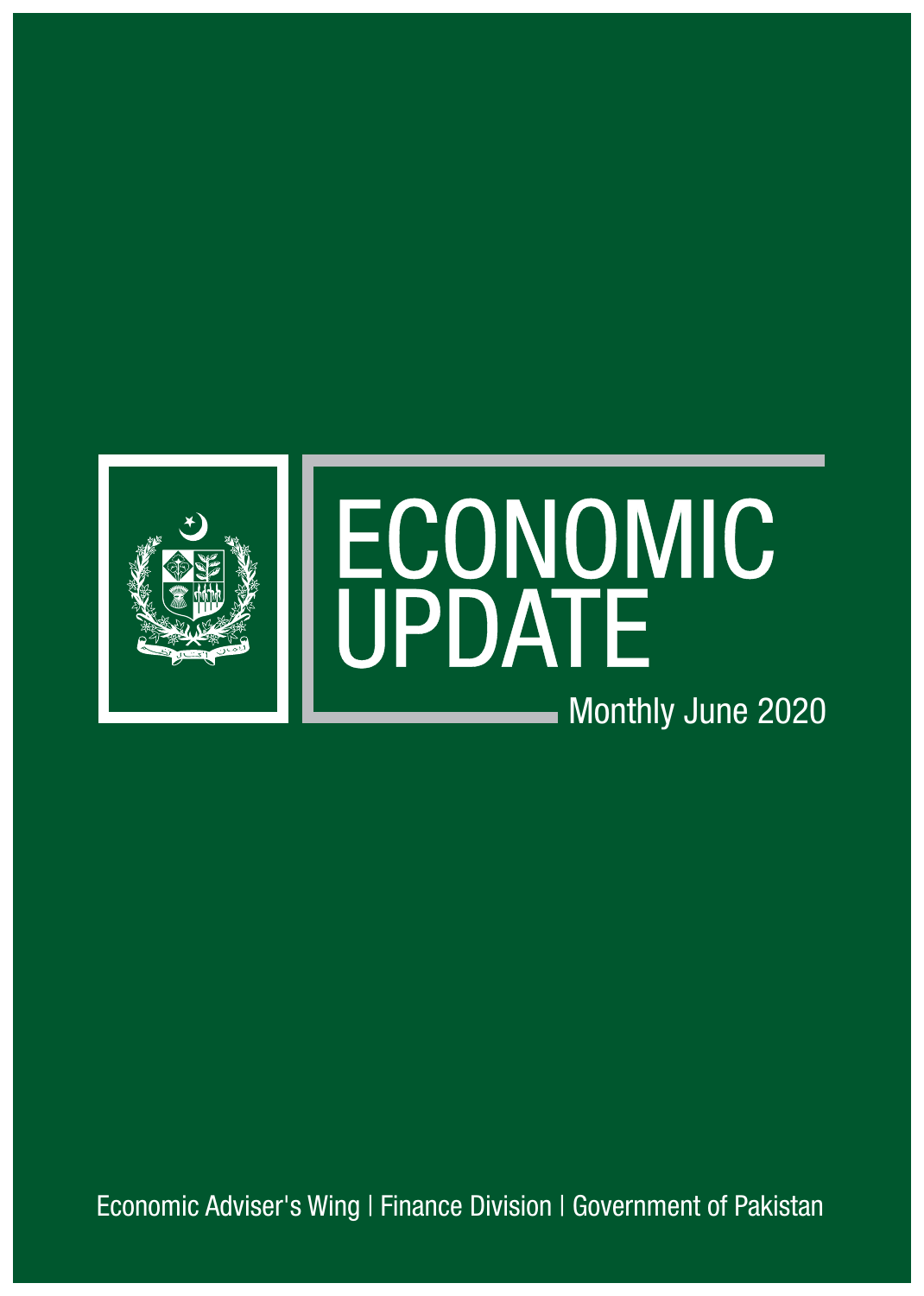# ECONOMIC UPDATE

Monthly June 2020

Economic Adviser's Wing | Finance Division | Government of Pakistan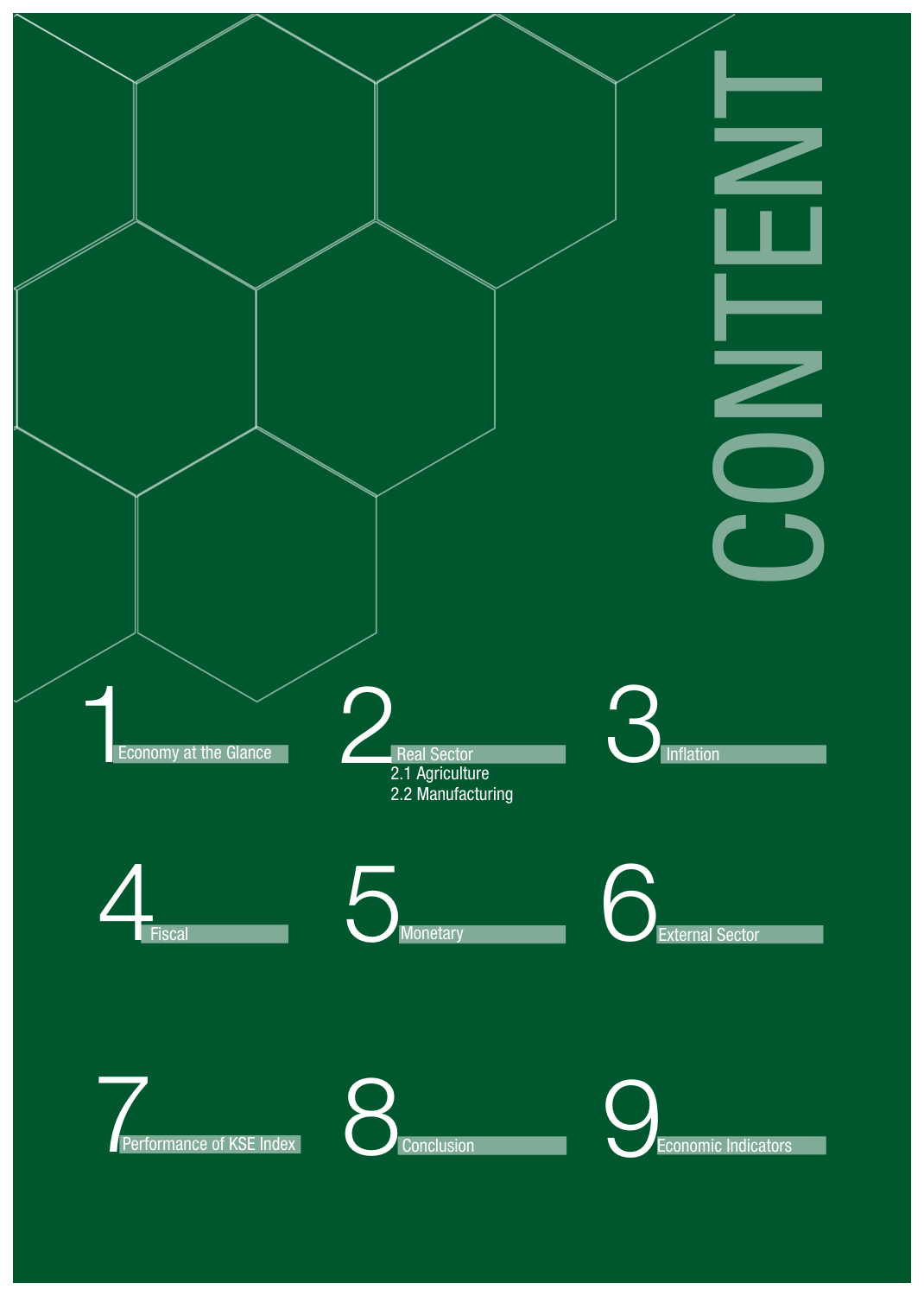# CONTENT

1. Economy at the Glance
2. Real Sector
   - 2.1 Agriculture
   - 2.2 Manufacturing
3. Inflation
4. Fiscal
5. Monetary
6. External Sector
7. Performance of KSE Index
8. Conclusion
9. Economic Indicators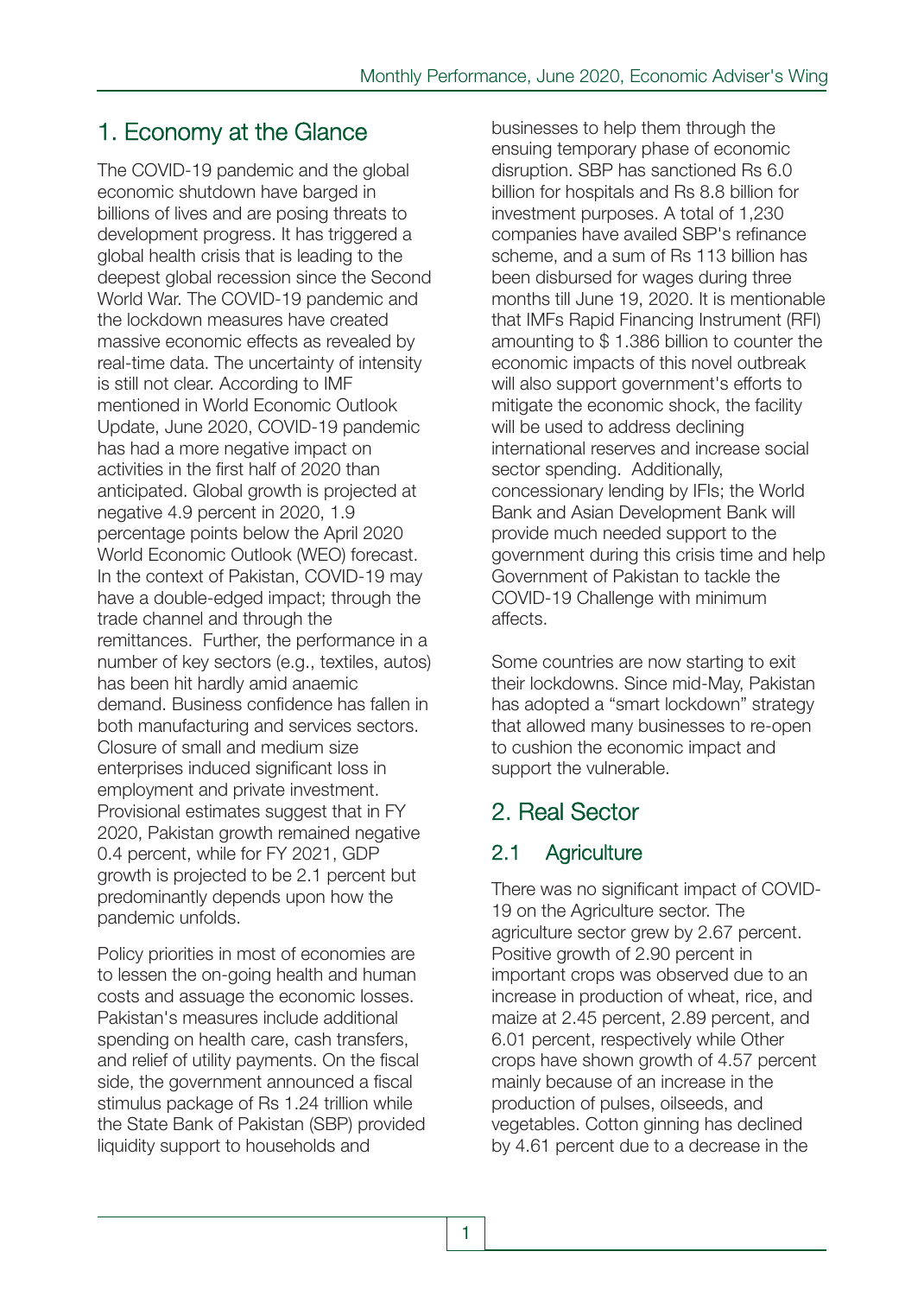## 1. Economy at the Glance

The COVID-19 pandemic and the global economic shutdown have barged in billions of lives and are posing threats to development progress. It has triggered a global health crisis that is leading to the deepest global recession since the Second World War. The COVID-19 pandemic and the lockdown measures have created massive economic effects as revealed by real-time data. The uncertainty of intensity is still not clear. According to IMF mentioned in World Economic Outlook Update, June 2020, COVID-19 pandemic has had a more negative impact on activities in the first half of 2020 than anticipated. Global growth is projected at negative 4.9 percent in 2020, 1.9 percentage points below the April 2020 World Economic Outlook (WEO) forecast. In the context of Pakistan, COVID-19 may have a double-edged impact; through the trade channel and through the remittances. Further, the performance in a number of key sectors (e.g., textiles, autos) has been hit hardly amid anaemic demand. Business confidence has fallen in both manufacturing and services sectors. Closure of small and medium size enterprises induced significant loss in employment and private investment. Provisional estimates suggest that in FY 2020, Pakistan growth remained negative 0.4 percent, while for FY 2021, GDP growth is projected to be 2.1 percent but predominantly depends upon how the pandemic unfolds.

Policy priorities in most of economies are to lessen the on-going health and human costs and assuage the economic losses. Pakistan's measures include additional spending on health care, cash transfers, and relief of utility payments. On the fiscal side, the government announced a fiscal stimulus package of Rs 1.24 trillion while the State Bank of Pakistan (SBP) provided liquidity support to households and businesses to help them through the ensuing temporary phase of economic disruption. SBP has sanctioned Rs 6.0 billion for hospitals and Rs 8.8 billion for investment purposes. A total of 1,230 companies have availed SBP's refinance scheme, and a sum of Rs 113 billion has been disbursed for wages during three months till June 19, 2020. It is mentionable that IMFs Rapid Financing Instrument (RFI) amounting to $ 1.386 billion to counter the economic impacts of this novel outbreak will also support government's efforts to mitigate the economic shock, the facility will be used to address declining international reserves and increase social sector spending. Additionally, concessionary lending by IFIs; the World Bank and Asian Development Bank will provide much needed support to the government during this crisis time and help Government of Pakistan to tackle the COVID-19 Challenge with minimum affects.

Some countries are now starting to exit their lockdowns. Since mid-May, Pakistan has adopted a “smart lockdown” strategy that allowed many businesses to re-open to cushion the economic impact and support the vulnerable.

## 2. Real Sector

### 2.1 Agriculture

There was no significant impact of COVID-19 on the Agriculture sector. The agriculture sector grew by 2.67 percent. Positive growth of 2.90 percent in important crops was observed due to an increase in production of wheat, rice, and maize at 2.45 percent, 2.89 percent, and 6.01 percent, respectively while Other crops have shown growth of 4.57 percent mainly because of an increase in the production of pulses, oilseeds, and vegetables. Cotton ginning has declined by 4.61 percent due to a decrease in the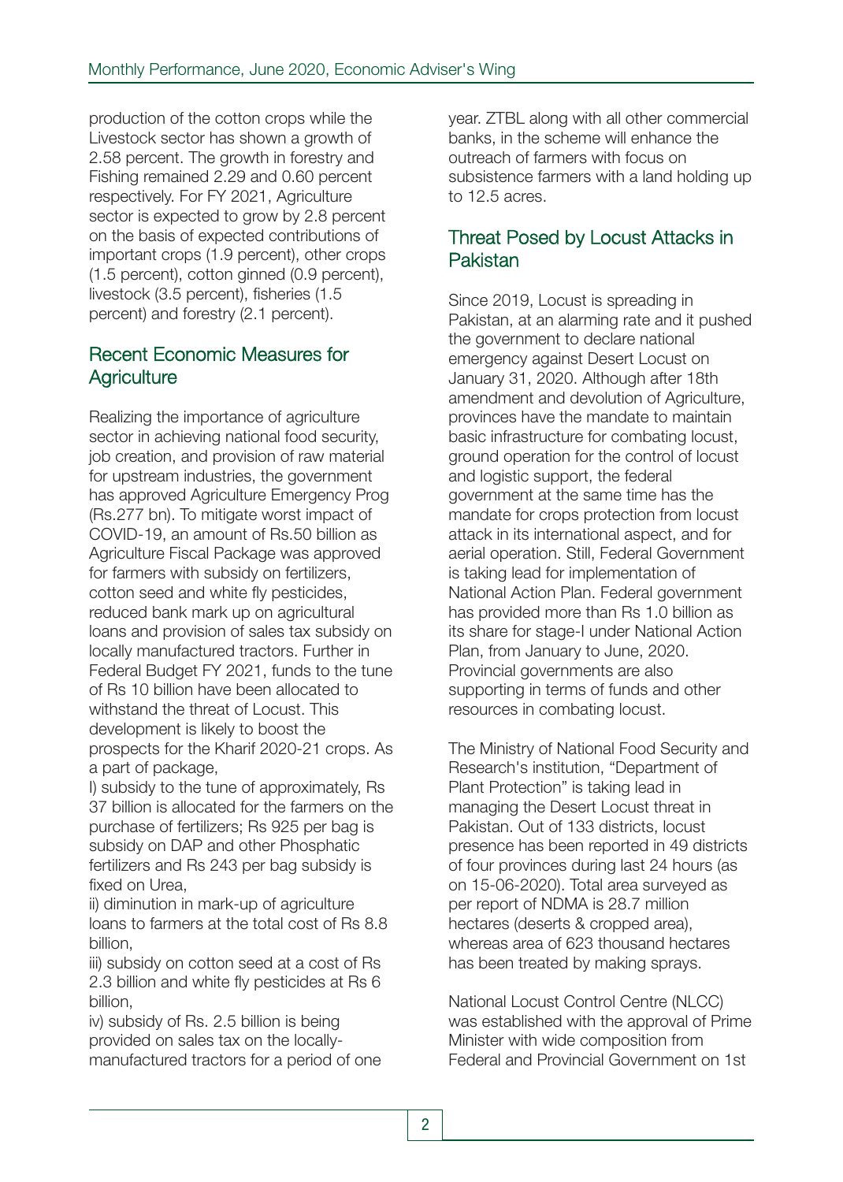production of the cotton crops while the Livestock sector has shown a growth of 2.58 percent. The growth in forestry and Fishing remained 2.29 and 0.60 percent respectively. For FY 2021, Agriculture sector is expected to grow by 2.8 percent on the basis of expected contributions of important crops (1.9 percent), other crops (1.5 percent), cotton ginned (0.9 percent), livestock (3.5 percent), fisheries (1.5 percent) and forestry (2.1 percent).

## Recent Economic Measures for Agriculture

Realizing the importance of agriculture sector in achieving national food security, job creation, and provision of raw material for upstream industries, the government has approved Agriculture Emergency Prog (Rs.277 bn). To mitigate worst impact of COVID-19, an amount of Rs.50 billion as Agriculture Fiscal Package was approved for farmers with subsidy on fertilizers, cotton seed and white fly pesticides, reduced bank mark up on agricultural loans and provision of sales tax subsidy on locally manufactured tractors. Further in Federal Budget FY 2021, funds to the tune of Rs 10 billion have been allocated to withstand the threat of Locust. This development is likely to boost the prospects for the Kharif 2020-21 crops. As a part of package,

I) subsidy to the tune of approximately, Rs 37 billion is allocated for the farmers on the purchase of fertilizers; Rs 925 per bag is subsidy on DAP and other Phosphatic fertilizers and Rs 243 per bag subsidy is fixed on Urea,

ii) diminution in mark-up of agriculture loans to farmers at the total cost of Rs 8.8 billion,

iii) subsidy on cotton seed at a cost of Rs 2.3 billion and white fly pesticides at Rs 6 billion,

iv) subsidy of Rs. 2.5 billion is being provided on sales tax on the locally-manufactured tractors for a period of one year. ZTBL along with all other commercial banks, in the scheme will enhance the outreach of farmers with focus on subsistence farmers with a land holding up to 12.5 acres.

## Threat Posed by Locust Attacks in Pakistan

Since 2019, Locust is spreading in Pakistan, at an alarming rate and it pushed the government to declare national emergency against Desert Locust on January 31, 2020. Although after 18th amendment and devolution of Agriculture, provinces have the mandate to maintain basic infrastructure for combating locust, ground operation for the control of locust and logistic support, the federal government at the same time has the mandate for crops protection from locust attack in its international aspect, and for aerial operation. Still, Federal Government is taking lead for implementation of National Action Plan. Federal government has provided more than Rs 1.0 billion as its share for stage-I under National Action Plan, from January to June, 2020. Provincial governments are also supporting in terms of funds and other resources in combating locust.

The Ministry of National Food Security and Research's institution, "Department of Plant Protection" is taking lead in managing the Desert Locust threat in Pakistan. Out of 133 districts, locust presence has been reported in 49 districts of four provinces during last 24 hours (as on 15-06-2020). Total area surveyed as per report of NDMA is 28.7 million hectares (deserts & cropped area), whereas area of 623 thousand hectares has been treated by making sprays.

National Locust Control Centre (NLCC) was established with the approval of Prime Minister with wide composition from Federal and Provincial Government on 1st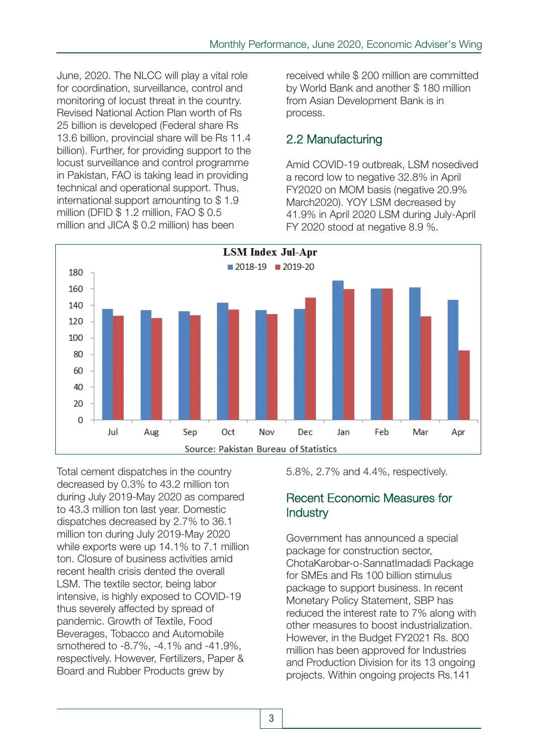June, 2020. The NLCC will play a vital role for coordination, surveillance, control and monitoring of locust threat in the country. Revised National Action Plan worth of Rs 25 billion is developed (Federal share Rs 13.6 billion, provincial share will be Rs 11.4 billion). Further, for providing support to the locust surveillance and control programme in Pakistan, FAO is taking lead in providing technical and operational support. Thus, international support amounting to $ 1.9 million (DFID $ 1.2 million, FAO $ 0.5 million and JICA $ 0.2 million) has been received while $ 200 million are committed by World Bank and another $ 180 million from Asian Development Bank is in process.

## 2.2 Manufacturing

Amid COVID-19 outbreak, LSM nosedived a record low to negative 32.8% in April FY2020 on MOM basis (negative 20.9% March2020). YOY LSM decreased by 41.9% in April 2020 LSM during July-April FY 2020 stood at negative 8.9 %.

**LSM Index Jul-Apr**

Source: Pakistan Bureau of Statistics

Total cement dispatches in the country decreased by 0.3% to 43.2 million ton during July 2019-May 2020 as compared to 43.3 million ton last year. Domestic dispatches decreased by 2.7% to 36.1 million ton during July 2019-May 2020 while exports were up 14.1% to 7.1 million ton. Closure of business activities amid recent health crisis dented the overall LSM. The textile sector, being labor intensive, is highly exposed to COVID-19 thus severely affected by spread of pandemic. Growth of Textile, Food Beverages, Tobacco and Automobile smothered to -8.7%, -4.1% and -41.9%, respectively. However, Fertilizers, Paper & Board and Rubber Products grew by 5.8%, 2.7% and 4.4%, respectively.

## Recent Economic Measures for Industry

Government has announced a special package for construction sector, ChotaKarobar-o-SannatImadadi Package for SMEs and Rs 100 billion stimulus package to support business. In recent Monetary Policy Statement, SBP has reduced the interest rate to 7% along with other measures to boost industrialization. However, in the Budget FY2021 Rs. 800 million has been approved for Industries and Production Division for its 13 ongoing projects. Within ongoing projects Rs.141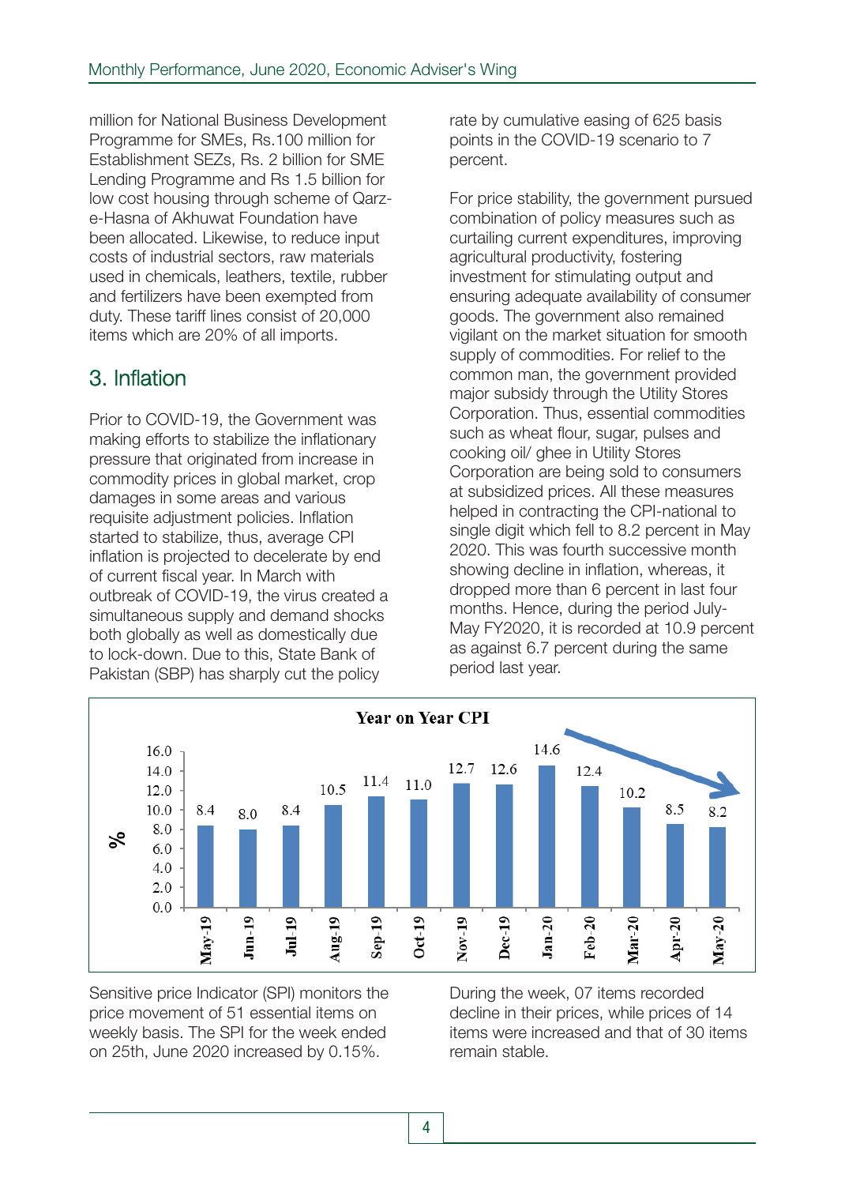million for National Business Development Programme for SMEs, Rs.100 million for Establishment SEZs, Rs. 2 billion for SME Lending Programme and Rs 1.5 billion for low cost housing through scheme of Qarz-e-Hasna of Akhuwat Foundation have been allocated. Likewise, to reduce input costs of industrial sectors, raw materials used in chemicals, leathers, textile, rubber and fertilizers have been exempted from duty. These tariff lines consist of 20,000 items which are 20% of all imports.

## 3. Inflation

Prior to COVID-19, the Government was making efforts to stabilize the inflationary pressure that originated from increase in commodity prices in global market, crop damages in some areas and various requisite adjustment policies. Inflation started to stabilize, thus, average CPI inflation is projected to decelerate by end of current fiscal year. In March with outbreak of COVID-19, the virus created a simultaneous supply and demand shocks both globally as well as domestically due to lock-down. Due to this, State Bank of Pakistan (SBP) has sharply cut the policy rate by cumulative easing of 625 basis points in the COVID-19 scenario to 7 percent.

For price stability, the government pursued combination of policy measures such as curtailing current expenditures, improving agricultural productivity, fostering investment for stimulating output and ensuring adequate availability of consumer goods. The government also remained vigilant on the market situation for smooth supply of commodities. For relief to the common man, the government provided major subsidy through the Utility Stores Corporation. Thus, essential commodities such as wheat flour, sugar, pulses and cooking oil/ ghee in Utility Stores Corporation are being sold to consumers at subsidized prices. All these measures helped in contracting the CPI-national to single digit which fell to 8.2 percent in May 2020. This was fourth successive month showing decline in inflation, whereas, it dropped more than 6 percent in last four months. Hence, during the period July-May FY2020, it is recorded at 10.9 percent as against 6.7 percent during the same period last year.

**Year on Year CPI**

| Month | % |
|---|---|
| May-19 | 8.4 |
| Jun-19 | 8.0 |
| Jul-19 | 8.4 |
| Aug-19 | 10.5 |
| Sep-19 | 11.4 |
| Oct-19 | 11.0 |
| Nov-19 | 12.7 |
| Dec-19 | 12.6 |
| Jan-20 | 14.6 |
| Feb-20 | 12.4 |
| Mar-20 | 10.2 |
| Apr-20 | 8.5 |
| May-20 | 8.2 |

Sensitive price Indicator (SPI) monitors the price movement of 51 essential items on weekly basis. The SPI for the week ended on 25th, June 2020 increased by 0.15%.

During the week, 07 items recorded decline in their prices, while prices of 14 items were increased and that of 30 items remain stable.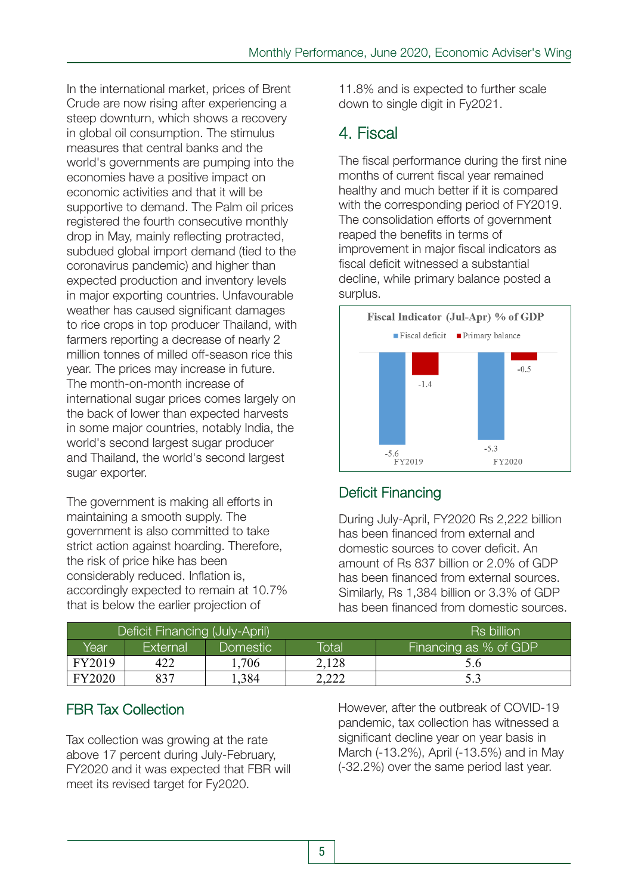In the international market, prices of Brent Crude are now rising after experiencing a steep downturn, which shows a recovery in global oil consumption. The stimulus measures that central banks and the world's governments are pumping into the economies have a positive impact on economic activities and that it will be supportive to demand. The Palm oil prices registered the fourth consecutive monthly drop in May, mainly reflecting protracted, subdued global import demand (tied to the coronavirus pandemic) and higher than expected production and inventory levels in major exporting countries. Unfavourable weather has caused significant damages to rice crops in top producer Thailand, with farmers reporting a decrease of nearly 2 million tonnes of milled off-season rice this year. The prices may increase in future. The month-on-month increase of international sugar prices comes largely on the back of lower than expected harvests in some major countries, notably India, the world's second largest sugar producer and Thailand, the world's second largest sugar exporter.

The government is making all efforts in maintaining a smooth supply. The government is also committed to take strict action against hoarding. Therefore, the risk of price hike has been considerably reduced. Inflation is, accordingly expected to remain at 10.7% that is below the earlier projection of 11.8% and is expected to further scale down to single digit in Fy2021.

## 4. Fiscal

The fiscal performance during the first nine months of current fiscal year remained healthy and much better if it is compared with the corresponding period of FY2019. The consolidation efforts of government reaped the benefits in terms of improvement in major fiscal indicators as fiscal deficit witnessed a substantial decline, while primary balance posted a surplus.

**Fiscal Indicator (Jul-Apr) % of GDP**

| | Fiscal deficit | Primary balance |
|---|---|---|
| FY2019 | -5.6 | -1.4 |
| FY2020 | -5.3 | -0.5 |

### Deficit Financing

During July-April, FY2020 Rs 2,222 billion has been financed from external and domestic sources to cover deficit. An amount of Rs 837 billion or 2.0% of GDP has been financed from external sources. Similarly, Rs 1,384 billion or 3.3% of GDP has been financed from domestic sources.

| Deficit Financing (July-April) | | | | Rs billion |
|---|---|---|---|---|
| Year | External | Domestic | Total | Financing as % of GDP |
| FY2019 | 422 | 1,706 | 2,128 | 5.6 |
| FY2020 | 837 | 1,384 | 2,222 | 5.3 |

### FBR Tax Collection

Tax collection was growing at the rate above 17 percent during July-February, FY2020 and it was expected that FBR will meet its revised target for Fy2020.

However, after the outbreak of COVID-19 pandemic, tax collection has witnessed a significant decline year on year basis in March (-13.2%), April (-13.5%) and in May (-32.2%) over the same period last year.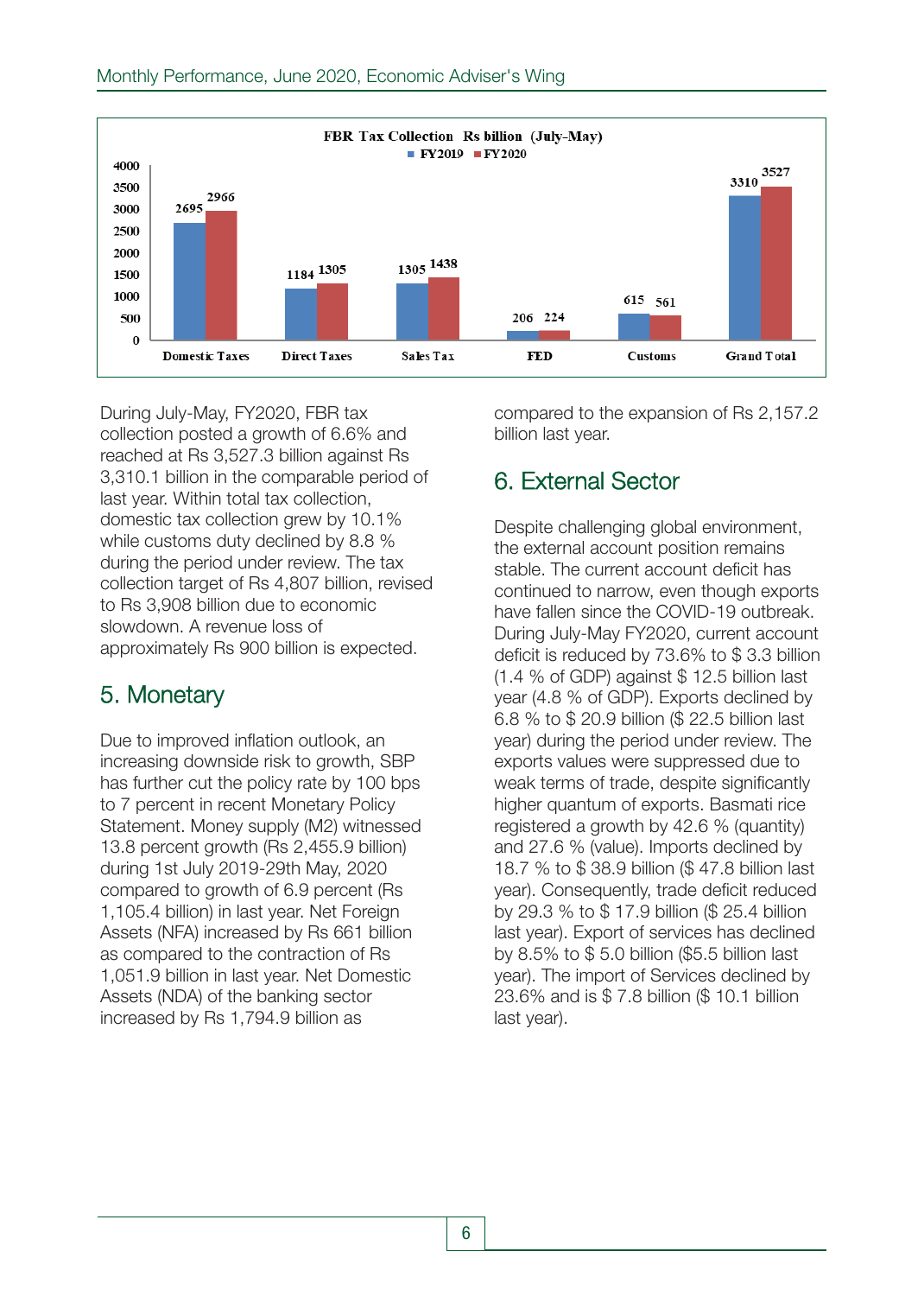**FBR Tax Collection Rs billion (July-May)**

| | FY2019 | FY2020 |
|---|---|---|
| Domestic Taxes | 2695 | 2966 |
| Direct Taxes | 1184 | 1305 |
| Sales Tax | 1305 | 1438 |
| FED | 206 | 224 |
| Customs | 615 | 561 |
| Grand Total | 3310 | 3527 |

During July-May, FY2020, FBR tax collection posted a growth of 6.6% and reached at Rs 3,527.3 billion against Rs 3,310.1 billion in the comparable period of last year. Within total tax collection, domestic tax collection grew by 10.1% while customs duty declined by 8.8 % during the period under review. The tax collection target of Rs 4,807 billion, revised to Rs 3,908 billion due to economic slowdown. A revenue loss of approximately Rs 900 billion is expected.

## 5. Monetary

Due to improved inflation outlook, an increasing downside risk to growth, SBP has further cut the policy rate by 100 bps to 7 percent in recent Monetary Policy Statement. Money supply (M2) witnessed 13.8 percent growth (Rs 2,455.9 billion) during 1st July 2019-29th May, 2020 compared to growth of 6.9 percent (Rs 1,105.4 billion) in last year. Net Foreign Assets (NFA) increased by Rs 661 billion as compared to the contraction of Rs 1,051.9 billion in last year. Net Domestic Assets (NDA) of the banking sector increased by Rs 1,794.9 billion as compared to the expansion of Rs 2,157.2 billion last year.

## 6. External Sector

Despite challenging global environment, the external account position remains stable. The current account deficit has continued to narrow, even though exports have fallen since the COVID-19 outbreak. During July-May FY2020, current account deficit is reduced by 73.6% to $ 3.3 billion (1.4 % of GDP) against $ 12.5 billion last year (4.8 % of GDP). Exports declined by 6.8 % to $ 20.9 billion ($ 22.5 billion last year) during the period under review. The exports values were suppressed due to weak terms of trade, despite significantly higher quantum of exports. Basmati rice registered a growth by 42.6 % (quantity) and 27.6 % (value). Imports declined by 18.7 % to $ 38.9 billion ($ 47.8 billion last year). Consequently, trade deficit reduced by 29.3 % to $ 17.9 billion ($ 25.4 billion last year). Export of services has declined by 8.5% to $ 5.0 billion ($5.5 billion last year). The import of Services declined by 23.6% and is $ 7.8 billion ($ 10.1 billion last year).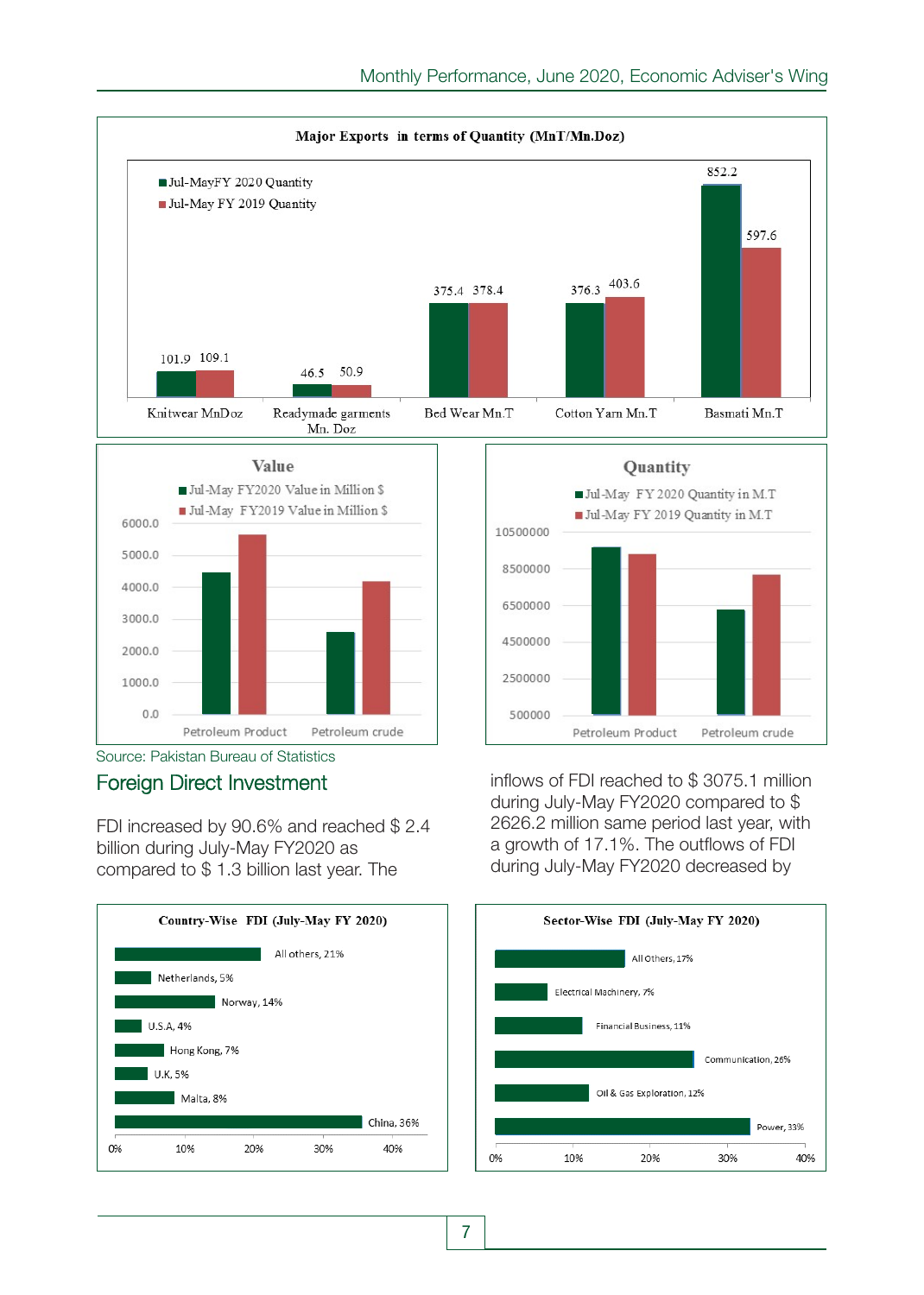**Major Exports in terms of Quantity (MnT/Mn.Doz)**

| | Jul-MayFY 2020 Quantity | Jul-May FY 2019 Quantity |
|---|---|---|
| Knitwear MnDoz | 101.9 | 109.1 |
| Readymade garments Mn. Doz | 46.5 | 50.9 |
| Bed Wear Mn.T | 375.4 | 378.4 |
| Cotton Yarn Mn.T | 376.3 | 403.6 |
| Basmati Mn.T | 852.2 | 597.6 |

**Value**

Jul-May FY2020 Value in Million $ / Jul-May FY2019 Value in Million $ — Petroleum Product, Petroleum crude

**Quantity**

Jul-May FY 2020 Quantity in M.T / Jul-May FY 2019 Quantity in M.T — Petroleum Product, Petroleum crude

Source: Pakistan Bureau of Statistics

## Foreign Direct Investment

FDI increased by 90.6% and reached $ 2.4 billion during July-May FY2020 as compared to $ 1.3 billion last year. The inflows of FDI reached to $ 3075.1 million during July-May FY2020 compared to $ 2626.2 million same period last year, with a growth of 17.1%. The outflows of FDI during July-May FY2020 decreased by

**Country-Wise FDI (July-May FY 2020)**

| Country | Share |
|---|---|
| All others | 21% |
| Netherlands | 5% |
| Norway | 14% |
| U.S.A | 4% |
| Hong Kong | 7% |
| U.K. | 5% |
| Malta | 8% |
| China | 36% |

**Sector-Wise FDI (July-May FY 2020)**

| Sector | Share |
|---|---|
| All Others | 17% |
| Electrical Machinery | 7% |
| Financial Business | 11% |
| Communication | 26% |
| Oil & Gas Exploration | 12% |
| Power | 33% |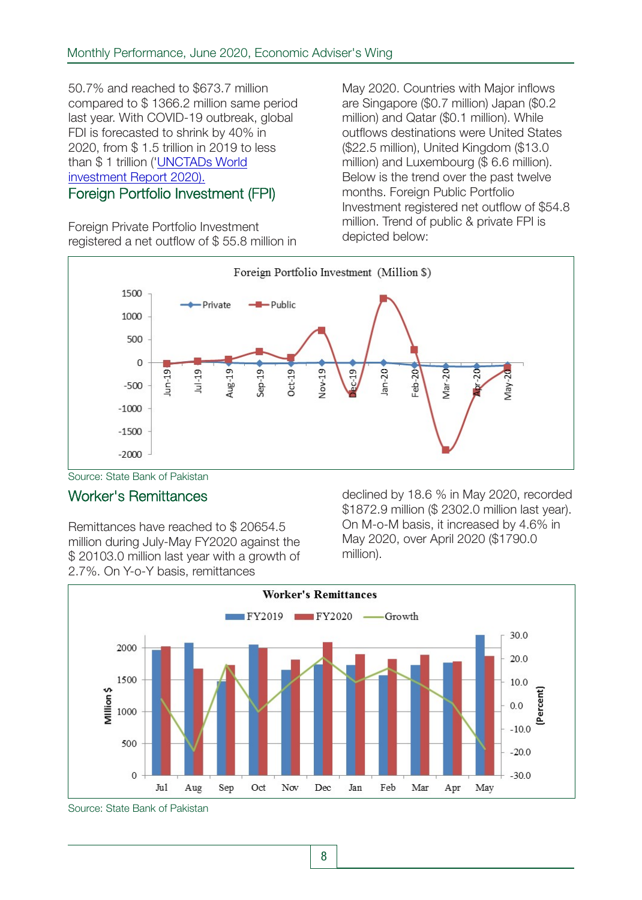50.7% and reached to $673.7 million compared to $ 1366.2 million same period last year. With COVID-19 outbreak, global FDI is forecasted to shrink by 40% in 2020, from $ 1.5 trillion in 2019 to less than $ 1 trillion ('UNCTADs World investment Report 2020).

## Foreign Portfolio Investment (FPI)

Foreign Private Portfolio Investment registered a net outflow of $ 55.8 million in May 2020. Countries with Major inflows are Singapore ($0.7 million) Japan ($0.2 million) and Qatar ($0.1 million). While outflows destinations were United States ($22.5 million), United Kingdom ($13.0 million) and Luxembourg ($ 6.6 million). Below is the trend over the past twelve months. Foreign Public Portfolio Investment registered net outflow of $54.8 million. Trend of public & private FPI is depicted below:

Source: State Bank of Pakistan

## Worker's Remittances

Remittances have reached to $ 20654.5 million during July-May FY2020 against the $ 20103.0 million last year with a growth of 2.7%. On Y-o-Y basis, remittances declined by 18.6 % in May 2020, recorded $1872.9 million ($ 2302.0 million last year). On M-o-M basis, it increased by 4.6% in May 2020, over April 2020 ($1790.0 million).

Source: State Bank of Pakistan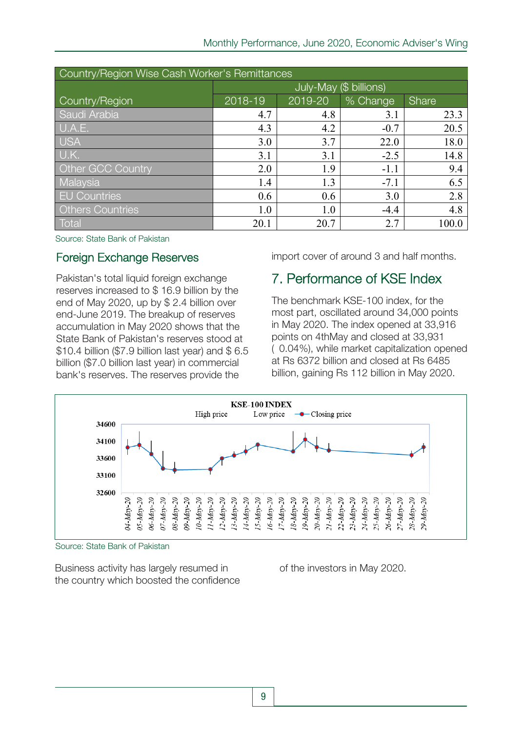| Country/Region Wise Cash Worker's Remittances | | | | |
|---|---|---|---|---|
| | July-May ($ billions) | | | |
| Country/Region | 2018-19 | 2019-20 | % Change | Share |
| Saudi Arabia | 4.7 | 4.8 | 3.1 | 23.3 |
| U.A.E. | 4.3 | 4.2 | -0.7 | 20.5 |
| USA | 3.0 | 3.7 | 22.0 | 18.0 |
| U.K. | 3.1 | 3.1 | -2.5 | 14.8 |
| Other GCC Country | 2.0 | 1.9 | -1.1 | 9.4 |
| Malaysia | 1.4 | 1.3 | -7.1 | 6.5 |
| EU Countries | 0.6 | 0.6 | 3.0 | 2.8 |
| Others Countries | 1.0 | 1.0 | -4.4 | 4.8 |
| Total | 20.1 | 20.7 | 2.7 | 100.0 |

Source: State Bank of Pakistan

## Foreign Exchange Reserves

Pakistan's total liquid foreign exchange reserves increased to $ 16.9 billion by the end of May 2020, up by $ 2.4 billion over end-June 2019. The breakup of reserves accumulation in May 2020 shows that the State Bank of Pakistan's reserves stood at $10.4 billion ($7.9 billion last year) and $ 6.5 billion ($7.0 billion last year) in commercial bank's reserves. The reserves provide the import cover of around 3 and half months.

## 7. Performance of KSE Index

The benchmark KSE-100 index, for the most part, oscillated around 34,000 points in May 2020. The index opened at 33,916 points on 4thMay and closed at 33,931 ( 0.04%), while market capitalization opened at Rs 6372 billion and closed at Rs 6485 billion, gaining Rs 112 billion in May 2020.

**KSE-100 INDEX**

High price    Low price    Closing price

Source: State Bank of Pakistan

Business activity has largely resumed in the country which boosted the confidence of the investors in May 2020.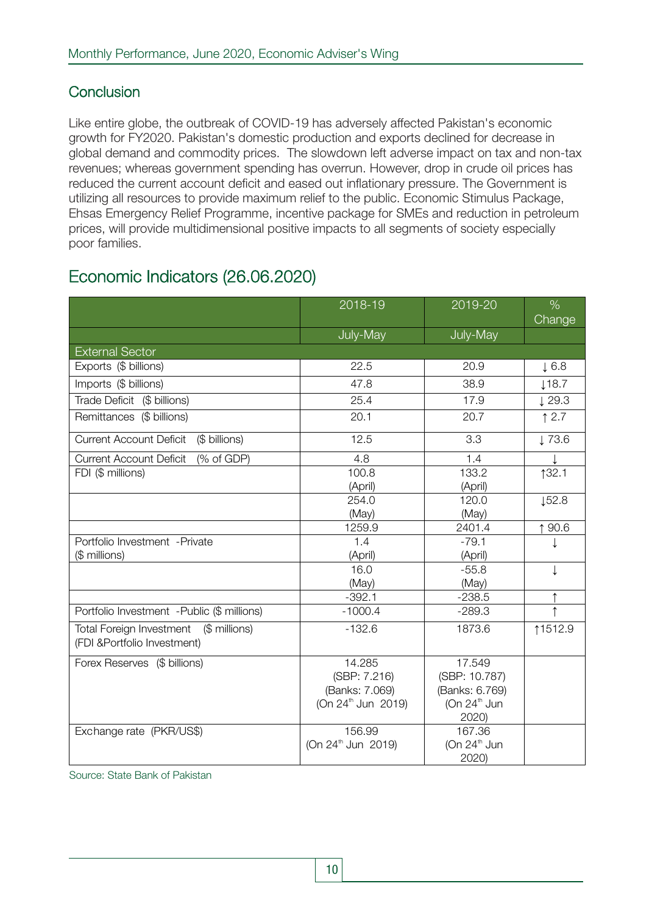## Conclusion

Like entire globe, the outbreak of COVID-19 has adversely affected Pakistan's economic growth for FY2020. Pakistan's domestic production and exports declined for decrease in global demand and commodity prices. The slowdown left adverse impact on tax and non-tax revenues; whereas government spending has overrun. However, drop in crude oil prices has reduced the current account deficit and eased out inflationary pressure. The Government is utilizing all resources to provide maximum relief to the public. Economic Stimulus Package, Ehsas Emergency Relief Programme, incentive package for SMEs and reduction in petroleum prices, will provide multidimensional positive impacts to all segments of society especially poor families.

# Economic Indicators (26.06.2020)

| | 2018-19 | 2019-20 | % Change |
|---|---|---|---|
| | July-May | July-May | |
| **External Sector** | | | |
| Exports ($ billions) | 22.5 | 20.9 | ↓ 6.8 |
| Imports ($ billions) | 47.8 | 38.9 | ↓18.7 |
| Trade Deficit ($ billions) | 25.4 | 17.9 | ↓ 29.3 |
| Remittances ($ billions) | 20.1 | 20.7 | ↑ 2.7 |
| Current Account Deficit ($ billions) | 12.5 | 3.3 | ↓ 73.6 |
| Current Account Deficit (% of GDP) | 4.8 | 1.4 | ↓ |
| FDI ($ millions) | 100.8 (April) | 133.2 (April) | ↑32.1 |
| | 254.0 (May) | 120.0 (May) | ↓52.8 |
| | 1259.9 | 2401.4 | ↑ 90.6 |
| Portfolio Investment -Private ($ millions) | 1.4 (April) | -79.1 (April) | ↓ |
| | 16.0 (May) | -55.8 (May) | ↓ |
| | -392.1 | -238.5 | ↑ |
| Portfolio Investment -Public ($ millions) | -1000.4 | -289.3 | ↑ |
| Total Foreign Investment ($ millions) (FDI &Portfolio Investment) | -132.6 | 1873.6 | ↑1512.9 |
| Forex Reserves ($ billions) | 14.285 (SBP: 7.216) (Banks: 7.069) (On 24th Jun 2019) | 17.549 (SBP: 10.787) (Banks: 6.769) (On 24th Jun 2020) | |
| Exchange rate (PKR/US$) | 156.99 (On 24th Jun 2019) | 167.36 (On 24th Jun 2020) | |

Source: State Bank of Pakistan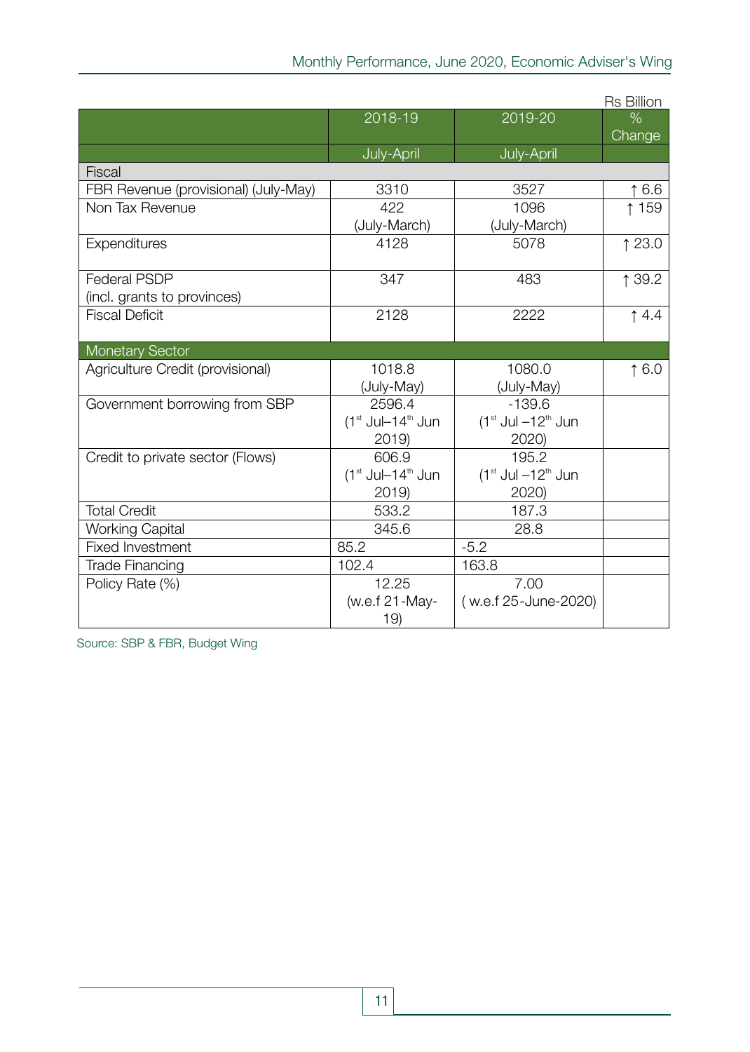Rs Billion

| | 2018-19 | 2019-20 | % Change |
|---|---|---|---|
| | July-April | July-April | |
| Fiscal | | | |
| FBR Revenue (provisional) (July-May) | 3310 | 3527 | ↑ 6.6 |
| Non Tax Revenue | 422 (July-March) | 1096 (July-March) | ↑ 159 |
| Expenditures | 4128 | 5078 | ↑ 23.0 |
| Federal PSDP (incl. grants to provinces) | 347 | 483 | ↑ 39.2 |
| Fiscal Deficit | 2128 | 2222 | ↑ 4.4 |
| Monetary Sector | | | |
| Agriculture Credit (provisional) | 1018.8 (July-May) | 1080.0 (July-May) | ↑ 6.0 |
| Government borrowing from SBP | 2596.4 (1st Jul–14th Jun 2019) | -139.6 (1st Jul –12th Jun 2020) | |
| Credit to private sector (Flows) | 606.9 (1st Jul–14th Jun 2019) | 195.2 (1st Jul –12th Jun 2020) | |
| Total Credit | 533.2 | 187.3 | |
| Working Capital | 345.6 | 28.8 | |
| Fixed Investment | 85.2 | -5.2 | |
| Trade Financing | 102.4 | 163.8 | |
| Policy Rate (%) | 12.25 (w.e.f 21-May-19) | 7.00 ( w.e.f 25-June-2020) | |

Source: SBP & FBR, Budget Wing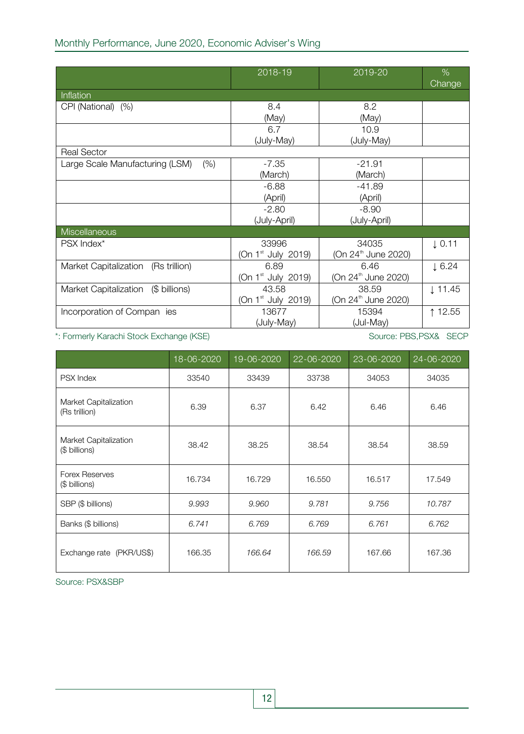| | 2018-19 | 2019-20 | % Change |
|---|---|---|---|
| **Inflation** | | | |
| CPI (National) (%) | 8.4 (May) | 8.2 (May) | |
| | 6.7 (July-May) | 10.9 (July-May) | |
| **Real Sector** | | | |
| Large Scale Manufacturing (LSM) (%) | -7.35 (March) | -21.91 (March) | |
| | -6.88 (April) | -41.89 (April) | |
| | -2.80 (July-April) | -8.90 (July-April) | |
| **Miscellaneous** | | | |
| PSX Index* | 33996 (On 1st July 2019) | 34035 (On 24th June 2020) | ↓ 0.11 |
| Market Capitalization (Rs trillion) | 6.89 (On 1st July 2019) | 6.46 (On 24th June 2020) | ↓ 6.24 |
| Market Capitalization ($ billions) | 43.58 (On 1st July 2019) | 38.59 (On 24th June 2020) | ↓ 11.45 |
| Incorporation of Companies | 13677 (July-May) | 15394 (Jul-May) | ↑ 12.55 |

*: Formerly Karachi Stock Exchange (KSE)

Source: PBS,PSX& SECP

| | 18-06-2020 | 19-06-2020 | 22-06-2020 | 23-06-2020 | 24-06-2020 |
|---|---|---|---|---|---|
| PSX Index | 33540 | 33439 | 33738 | 34053 | 34035 |
| Market Capitalization (Rs trillion) | 6.39 | 6.37 | 6.42 | 6.46 | 6.46 |
| Market Capitalization ($ billions) | 38.42 | 38.25 | 38.54 | 38.54 | 38.59 |
| Forex Reserves ($ billions) | 16.734 | 16.729 | 16.550 | 16.517 | 17.549 |
| SBP ($ billions) | *9.993* | *9.960* | *9.781* | *9.756* | *10.787* |
| Banks ($ billions) | *6.741* | *6.769* | *6.769* | *6.761* | *6.762* |
| Exchange rate (PKR/US$) | 166.35 | *166.64* | *166.59* | 167.66 | 167.36 |

Source: PSX&SBP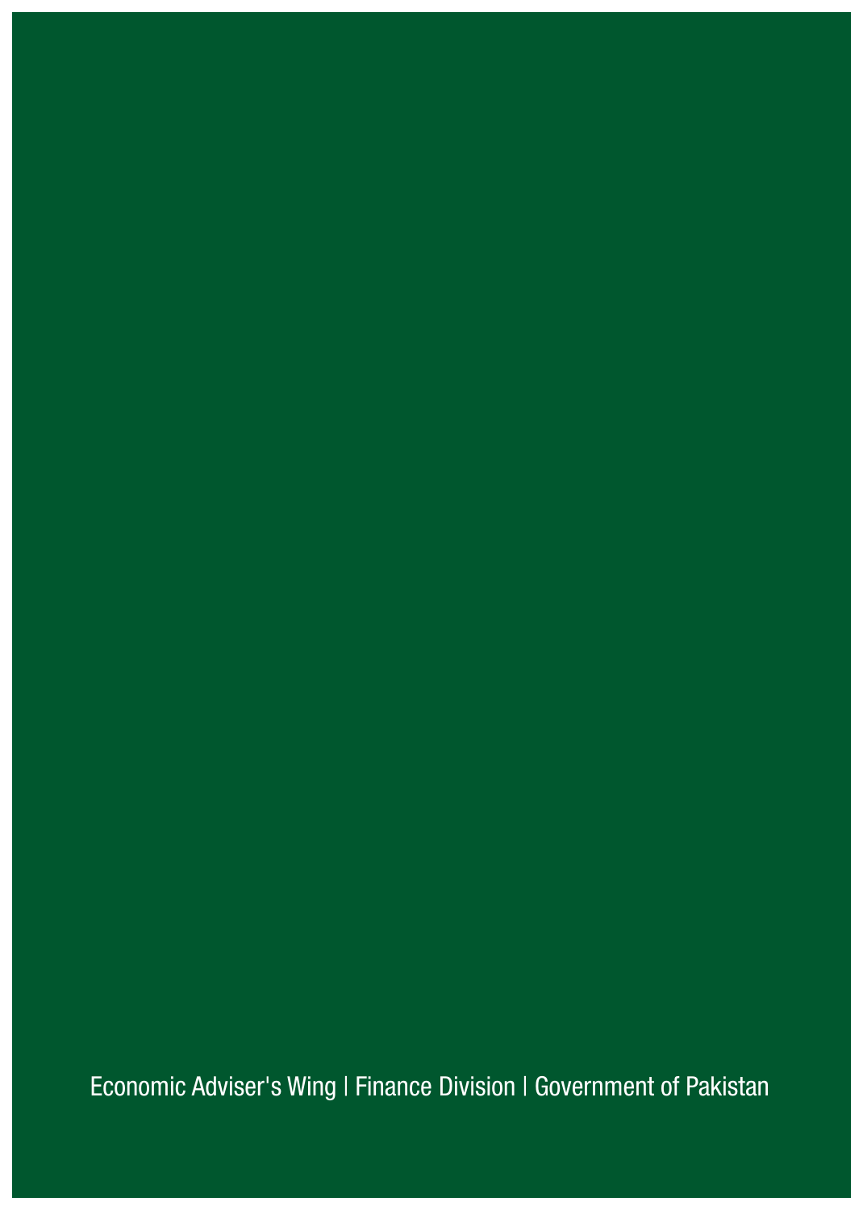Economic Adviser's Wing | Finance Division | Government of Pakistan